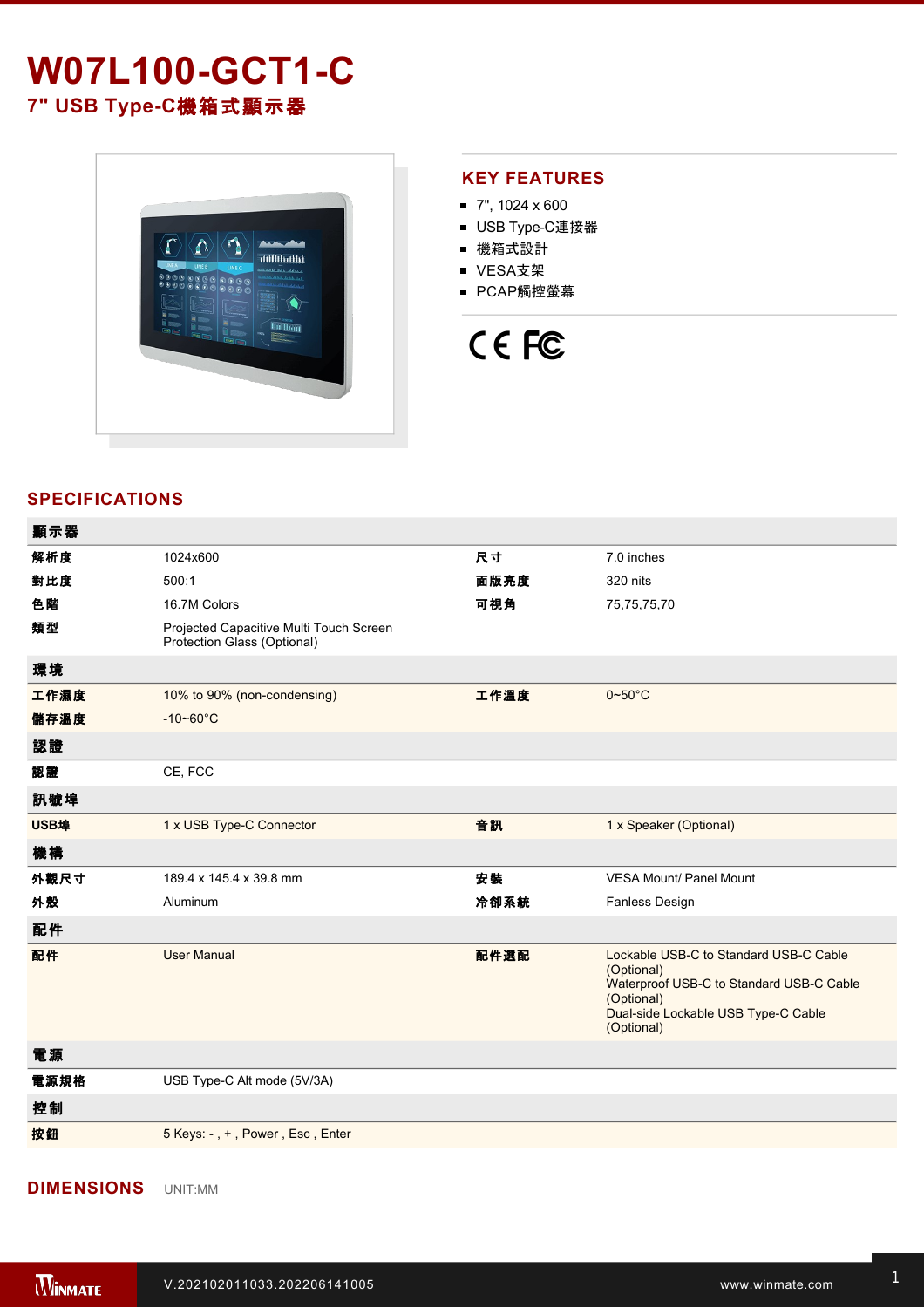# W07L100-GCT1-C

## 7" USB Type-C機箱式顯示器

## KEY FEATURES

- 7", 1024 x 600
- USB Type-C連接器
- 機箱式設計
- VESA支架
- PCAP觸控螢幕

## SPECIFICATIONS

| 顯示器 | | | |
|---|---|---|---|
| 解析度 | 1024x600 | 尺寸 | 7.0 inches |
| 對比度 | 500:1 | 面版亮度 | 320 nits |
| 色階 | 16.7M Colors | 可視角 | 75,75,75,70 |
| 類型 | Projected Capacitive Multi Touch Screen<br>Protection Glass (Optional) | | |
| **環境** | | | |
| 工作濕度 | 10% to 90% (non-condensing) | 工作溫度 | 0~50°C |
| 儲存溫度 | -10~60°C | | |
| **認證** | | | |
| 認證 | CE, FCC | | |
| **訊號埠** | | | |
| USB埠 | 1 x USB Type-C Connector | 音訊 | 1 x Speaker (Optional) |
| **機構** | | | |
| 外觀尺寸 | 189.4 x 145.4 x 39.8 mm | 安裝 | VESA Mount/ Panel Mount |
| 外殼 | Aluminum | 冷卻系統 | Fanless Design |
| **配件** | | | |
| 配件 | User Manual | 配件選配 | Lockable USB-C to Standard USB-C Cable (Optional)<br>Waterproof USB-C to Standard USB-C Cable (Optional)<br>Dual-side Lockable USB Type-C Cable (Optional) |
| **電源** | | | |
| 電源規格 | USB Type-C Alt mode (5V/3A) | | |
| **控制** | | | |
| 按鈕 | 5 Keys: - , + , Power , Esc , Enter | | |

## DIMENSIONS

UNIT:MM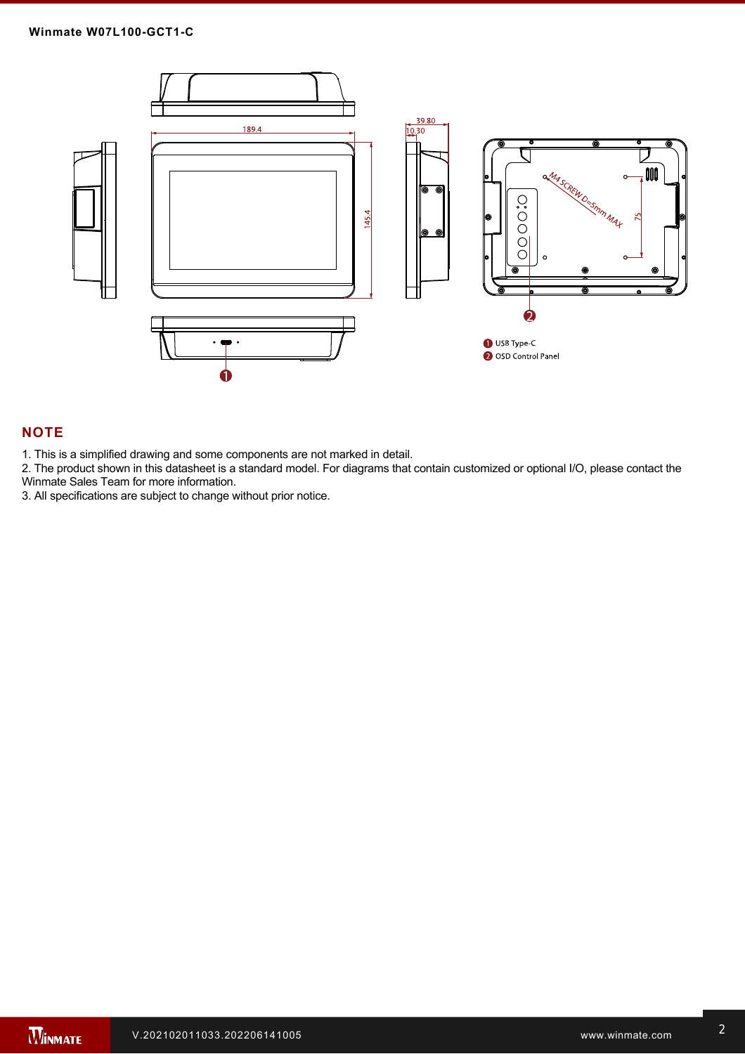Winmate W07L100-GCT1-C

189.4

145.4

39.80

10.30

M4 SCREW D=5mm MAX

75

1 USB Type-C

2 OSD Control Panel

## NOTE

1. This is a simplified drawing and some components are not marked in detail.
2. The product shown in this datasheet is a standard model. For diagrams that contain customized or optional I/O, please contact the Winmate Sales Team for more information.
3. All specifications are subject to change without prior notice.